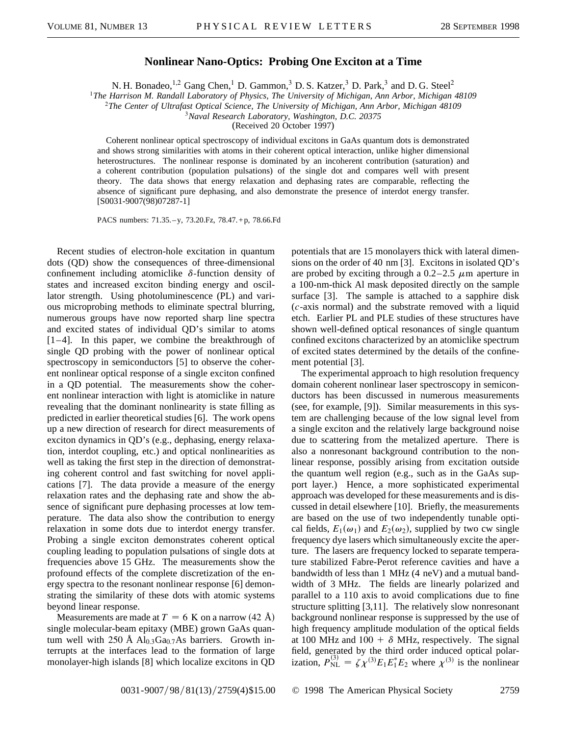# Nonlinear Nano-Optics: Probing One Exciton at a Time

N. H. Bonadeo,[1,2] Gang Chen,[1] D. Gammon,[3] D. S. Katzer,[3] D. Park,[3] and D. G. Steel[2]

[1]*The Harrison M. Randall Laboratory of Physics, The University of Michigan, Ann Arbor, Michigan 48109*
[2]*The Center of Ultrafast Optical Science, The University of Michigan, Ann Arbor, Michigan 48109*
[3]*Naval Research Laboratory, Washington, D.C. 20375*

(Received 20 October 1997)

Coherent nonlinear optical spectroscopy of individual excitons in GaAs quantum dots is demonstrated and shows strong similarities with atoms in their coherent optical interaction, unlike higher dimensional heterostructures. The nonlinear response is dominated by an incoherent contribution (saturation) and a coherent contribution (population pulsations) of the single dot and compares well with present theory. The data shows that energy relaxation and dephasing rates are comparable, reflecting the absence of significant pure dephasing, and also demonstrate the presence of interdot energy transfer. [S0031-9007(98)07287-1]

PACS numbers: 71.35.–y, 73.20.Fz, 78.47.+p, 78.66.Fd

Recent studies of electron-hole excitation in quantum dots (QD) show the consequences of three-dimensional confinement including atomiclike $\delta$-function density of states and increased exciton binding energy and oscillator strength. Using photoluminescence (PL) and various microprobing methods to eliminate spectral blurring, numerous groups have now reported sharp line spectra and excited states of individual QD's similar to atoms [1–4]. In this paper, we combine the breakthrough of single QD probing with the power of nonlinear optical spectroscopy in semiconductors [5] to observe the coherent nonlinear optical response of a single exciton confined in a QD potential. The measurements show the coherent nonlinear interaction with light is atomiclike in nature revealing that the dominant nonlinearity is state filling as predicted in earlier theoretical studies [6]. The work opens up a new direction of research for direct measurements of exciton dynamics in QD's (e.g., dephasing, energy relaxation, interdot coupling, etc.) and optical nonlinearities as well as taking the first step in the direction of demonstrating coherent control and fast switching for novel applications [7]. The data provide a measure of the energy relaxation rates and the dephasing rate and show the absence of significant pure dephasing processes at low temperature. The data also show the contribution to energy relaxation in some dots due to interdot energy transfer. Probing a single exciton demonstrates coherent optical coupling leading to population pulsations of single dots at frequencies above 15 GHz. The measurements show the profound effects of the complete discretization of the energy spectra to the resonant nonlinear response [6] demonstrating the similarity of these dots with atomic systems beyond linear response.

Measurements are made at $T = 6$ K on a narrow (42 Å) single molecular-beam epitaxy (MBE) grown GaAs quantum well with 250 Å $Al_{0.3}Ga_{0.7}As$ barriers. Growth interrupts at the interfaces lead to the formation of large monolayer-high islands [8] which localize excitons in QD potentials that are 15 monolayers thick with lateral dimensions on the order of 40 nm [3]. Excitons in isolated QD's are probed by exciting through a 0.2–2.5 $\mu$m aperture in a 100-nm-thick Al mask deposited directly on the sample surface [3]. The sample is attached to a sapphire disk ($c$-axis normal) and the substrate removed with a liquid etch. Earlier PL and PLE studies of these structures have shown well-defined optical resonances of single quantum confined excitons characterized by an atomiclike spectrum of excited states determined by the details of the confinement potential [3].

The experimental approach to high resolution frequency domain coherent nonlinear laser spectroscopy in semiconductors has been discussed in numerous measurements (see, for example, [9]). Similar measurements in this system are challenging because of the low signal level from a single exciton and the relatively large background noise due to scattering from the metalized aperture. There is also a nonresonant background contribution to the nonlinear response, possibly arising from excitation outside the quantum well region (e.g., such as in the GaAs support layer.) Hence, a more sophisticated experimental approach was developed for these measurements and is discussed in detail elsewhere [10]. Briefly, the measurements are based on the use of two independently tunable optical fields, $E_1(\omega_1)$ and $E_2(\omega_2)$, supplied by two cw single frequency dye lasers which simultaneously excite the aperture. The lasers are frequency locked to separate temperature stabilized Fabre-Perot reference cavities and have a bandwidth of less than 1 MHz (4 neV) and a mutual bandwidth of 3 MHz. The fields are linearly polarized and parallel to a 110 axis to avoid complications due to fine structure splitting [3,11]. The relatively slow nonresonant background nonlinear response is suppressed by the use of high frequency amplitude modulation of the optical fields at 100 MHz and $100 + \delta$ MHz, respectively. The signal field, generated by the third order induced optical polarization, $P_{NL}^{(3)} = \zeta\chi^{(3)}E_1E_1^*E_2$ where $\chi^{(3)}$ is the nonlinear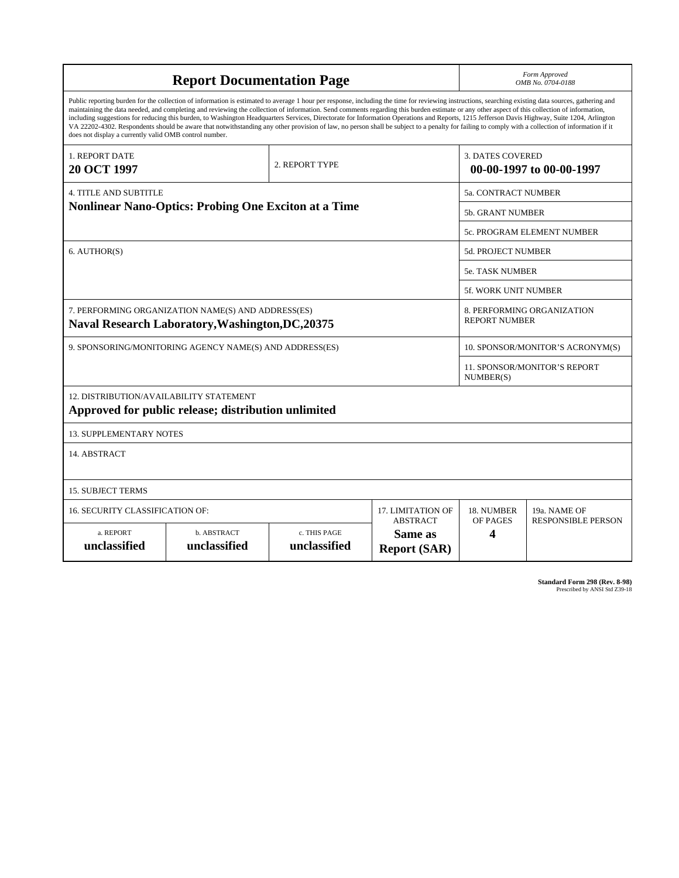# Report Documentation Page

*Form Approved*
*OMB No. 0704-0188*

Public reporting burden for the collection of information is estimated to average 1 hour per response, including the time for reviewing instructions, searching existing data sources, gathering and maintaining the data needed, and completing and reviewing the collection of information. Send comments regarding this burden estimate or any other aspect of this collection of information, including suggestions for reducing this burden, to Washington Headquarters Services, Directorate for Information Operations and Reports, 1215 Jefferson Davis Highway, Suite 1204, Arlington VA 22202-4302. Respondents should be aware that notwithstanding any other provision of law, no person shall be subject to a penalty for failing to comply with a collection of information if it does not display a currently valid OMB control number.

| 1. REPORT DATE | 2. REPORT TYPE | 3. DATES COVERED |
|---|---|---|
| **20 OCT 1997** | | **00-00-1997 to 00-00-1997** |

| 4. TITLE AND SUBTITLE | |
|---|---|
| **Nonlinear Nano-Optics: Probing One Exciton at a Time** | 5a. CONTRACT NUMBER |
| | 5b. GRANT NUMBER |
| | 5c. PROGRAM ELEMENT NUMBER |
| 6. AUTHOR(S) | 5d. PROJECT NUMBER |
| | 5e. TASK NUMBER |
| | 5f. WORK UNIT NUMBER |
| 7. PERFORMING ORGANIZATION NAME(S) AND ADDRESS(ES) **Naval Research Laboratory,Washington,DC,20375** | 8. PERFORMING ORGANIZATION REPORT NUMBER |
| 9. SPONSORING/MONITORING AGENCY NAME(S) AND ADDRESS(ES) | 10. SPONSOR/MONITOR'S ACRONYM(S) |
| | 11. SPONSOR/MONITOR'S REPORT NUMBER(S) |

12. DISTRIBUTION/AVAILABILITY STATEMENT
**Approved for public release; distribution unlimited**

13. SUPPLEMENTARY NOTES

14. ABSTRACT

15. SUBJECT TERMS

| 16. SECURITY CLASSIFICATION OF: | | | 17. LIMITATION OF ABSTRACT | 18. NUMBER OF PAGES | 19a. NAME OF RESPONSIBLE PERSON |
|---|---|---|---|---|---|
| a. REPORT | b. ABSTRACT | c. THIS PAGE | | | |
| **unclassified** | **unclassified** | **unclassified** | **Same as Report (SAR)** | **4** | |

**Standard Form 298 (Rev. 8-98)**
Prescribed by ANSI Std Z39-18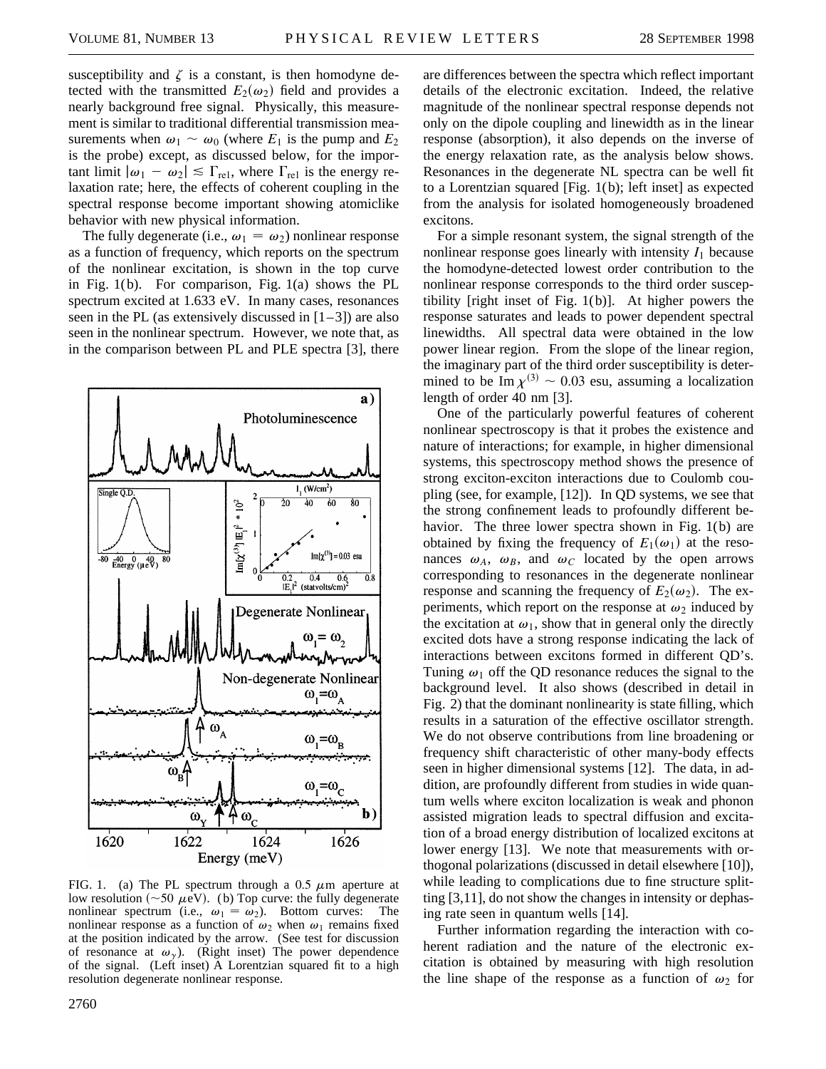susceptibility and $\zeta$ is a constant, is then homodyne detected with the transmitted $E_2(\omega_2)$ field and provides a nearly background free signal. Physically, this measurement is similar to traditional differential transmission measurements when $\omega_1 \sim \omega_0$ (where $E_1$ is the pump and $E_2$ is the probe) except, as discussed below, for the important limit $|\omega_1 - \omega_2| \lesssim \Gamma_{\text{rel}}$, where $\Gamma_{\text{rel}}$ is the energy relaxation rate; here, the effects of coherent coupling in the spectral response become important showing atomiclike behavior with new physical information.

The fully degenerate (i.e., $\omega_1 = \omega_2$) nonlinear response as a function of frequency, which reports on the spectrum of the nonlinear excitation, is shown in the top curve in Fig. 1(b). For comparison, Fig. 1(a) shows the PL spectrum excited at 1.633 eV. In many cases, resonances seen in the PL (as extensively discussed in [1–3]) are also seen in the nonlinear spectrum. However, we note that, as in the comparison between PL and PLE spectra [3], there are differences between the spectra which reflect important details of the electronic excitation. Indeed, the relative magnitude of the nonlinear spectral response depends not only on the dipole coupling and linewidth as in the linear response (absorption), it also depends on the inverse of the energy relaxation rate, as the analysis below shows. Resonances in the degenerate NL spectra can be well fit to a Lorentzian squared [Fig. 1(b); left inset] as expected from the analysis for isolated homogeneously broadened excitons.

FIG. 1. (a) The PL spectrum through a 0.5 $\mu$m aperture at low resolution ($\sim$50 $\mu$eV). (b) Top curve: the fully degenerate nonlinear spectrum (i.e., $\omega_1 = \omega_2$). Bottom curves: The nonlinear response as a function of $\omega_2$ when $\omega_1$ remains fixed at the position indicated by the arrow. (See test for discussion of resonance at $\omega_\gamma$). (Right inset) The power dependence of the signal. (Left inset) A Lorentzian squared fit to a high resolution degenerate nonlinear response.

For a simple resonant system, the signal strength of the nonlinear response goes linearly with intensity $I_1$ because the homodyne-detected lowest order contribution to the nonlinear response corresponds to the third order susceptibility [right inset of Fig. 1(b)]. At higher powers the response saturates and leads to power dependent spectral linewidths. All spectral data were obtained in the low power linear region. From the slope of the linear region, the imaginary part of the third order susceptibility is determined to be $\text{Im}\,\chi^{(3)} \sim 0.03$ esu, assuming a localization length of order 40 nm [3].

One of the particularly powerful features of coherent nonlinear spectroscopy is that it probes the existence and nature of interactions; for example, in higher dimensional systems, this spectroscopy method shows the presence of strong exciton-exciton interactions due to Coulomb coupling (see, for example, [12]). In QD systems, we see that the strong confinement leads to profoundly different behavior. The three lower spectra shown in Fig. 1(b) are obtained by fixing the frequency of $E_1(\omega_1)$ at the resonances $\omega_A$, $\omega_B$, and $\omega_C$ located by the open arrows corresponding to resonances in the degenerate nonlinear response and scanning the frequency of $E_2(\omega_2)$. The experiments, which report on the response at $\omega_2$ induced by the excitation at $\omega_1$, show that in general only the directly excited dots have a strong response indicating the lack of interactions between excitons formed in different QD's. Tuning $\omega_1$ off the QD resonance reduces the signal to the background level. It also shows (described in detail in Fig. 2) that the dominant nonlinearity is state filling, which results in a saturation of the effective oscillator strength. We do not observe contributions from line broadening or frequency shift characteristic of other many-body effects seen in higher dimensional systems [12]. The data, in addition, are profoundly different from studies in wide quantum wells where exciton localization is weak and phonon assisted migration leads to spectral diffusion and excitation of a broad energy distribution of localized excitons at lower energy [13]. We note that measurements with orthogonal polarizations (discussed in detail elsewhere [10]), while leading to complications due to fine structure splitting [3,11], do not show the changes in intensity or dephasing rate seen in quantum wells [14].

Further information regarding the interaction with coherent radiation and the nature of the electronic excitation is obtained by measuring with high resolution the line shape of the response as a function of $\omega_2$ for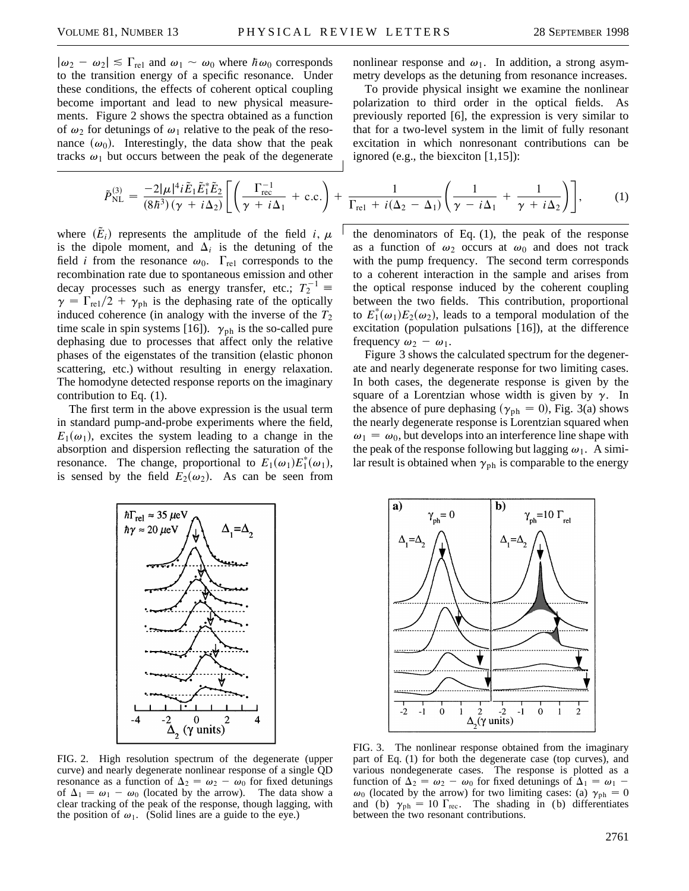$|\omega_2 - \omega_2| \lesssim \Gamma_{\rm rel}$ and $\omega_1 \sim \omega_0$ where $\hbar\omega_0$ corresponds to the transition energy of a specific resonance. Under these conditions, the effects of coherent optical coupling become important and lead to new physical measurements. Figure 2 shows the spectra obtained as a function of $\omega_2$ for detunings of $\omega_1$ relative to the peak of the resonance ($\omega_0$). Interestingly, the data show that the peak tracks $\omega_1$ but occurs between the peak of the degenerate nonlinear response and $\omega_1$. In addition, a strong asymmetry develops as the detuning from resonance increases.

To provide physical insight we examine the nonlinear polarization to third order in the optical fields. As previously reported [6], the expression is very similar to that for a two-level system in the limit of fully resonant excitation in which nonresonant contributions can be ignored (e.g., the biexciton [1,15]):

$$\tilde{P}_{\rm NL}^{(3)} = \frac{-2|\mu|^4 i\tilde{E}_1\tilde{E}_1^*\tilde{E}_2}{(8\hbar^3)(\gamma + i\Delta_2)}\left[\left(\frac{\Gamma_{\rm rec}^{-1}}{\gamma + i\Delta_1} + \text{c.c.}\right) + \frac{1}{\Gamma_{\rm rel} + i(\Delta_2 - \Delta_1)}\left(\frac{1}{\gamma - i\Delta_1} + \frac{1}{\gamma + i\Delta_2}\right)\right], \tag{1}$$

where $(\tilde{E}_i)$ represents the amplitude of the field $i$, $\mu$ is the dipole moment, and $\Delta_i$ is the detuning of the field $i$ from the resonance $\omega_0$. $\Gamma_{\rm rel}$ corresponds to the recombination rate due to spontaneous emission and other decay processes such as energy transfer, etc.; $T_2^{-1} \equiv \gamma = \Gamma_{\rm rel}/2 + \gamma_{\rm ph}$ is the dephasing rate of the optically induced coherence (in analogy with the inverse of the $T_2$ time scale in spin systems [16]). $\gamma_{\rm ph}$ is the so-called pure dephasing due to processes that affect only the relative phases of the eigenstates of the transition (elastic phonon scattering, etc.) without resulting in energy relaxation. The homodyne detected response reports on the imaginary contribution to Eq. (1).

The first term in the above expression is the usual term in standard pump-and-probe experiments where the field, $E_1(\omega_1)$, excites the system leading to a change in the absorption and dispersion reflecting the saturation of the resonance. The change, proportional to $E_1(\omega_1)E_1^*(\omega_1)$, is sensed by the field $E_2(\omega_2)$. As can be seen from the denominators of Eq. (1), the peak of the response as a function of $\omega_2$ occurs at $\omega_0$ and does not track with the pump frequency. The second term corresponds to a coherent interaction in the sample and arises from the optical response induced by the coherent coupling between the two fields. This contribution, proportional to $E_1^*(\omega_1)E_2(\omega_2)$, leads to a temporal modulation of the excitation (population pulsations [16]), at the difference frequency $\omega_2 - \omega_1$.

Figure 3 shows the calculated spectrum for the degenerate and nearly degenerate response for two limiting cases. In both cases, the degenerate response is given by the square of a Lorentzian whose width is given by $\gamma$. In the absence of pure dephasing ($\gamma_{\rm ph} = 0$), Fig. 3(a) shows the nearly degenerate response is Lorentzian squared when $\omega_1 = \omega_0$, but develops into an interference line shape with the peak of the response following but lagging $\omega_1$. A similar result is obtained when $\gamma_{\rm ph}$ is comparable to the energy

FIG. 2. High resolution spectrum of the degenerate (upper curve) and nearly degenerate nonlinear response of a single QD resonance as a function of $\Delta_2 = \omega_2 - \omega_0$ for fixed detunings of $\Delta_1 = \omega_1 - \omega_0$ (located by the arrow). The data show a clear tracking of the peak of the response, though lagging, with the position of $\omega_1$. (Solid lines are a guide to the eye.)

FIG. 3. The nonlinear response obtained from the imaginary part of Eq. (1) for both the degenerate case (top curves), and various nondegenerate cases. The response is plotted as a function of $\Delta_2 = \omega_2 - \omega_0$ for fixed detunings of $\Delta_1 = \omega_1 - \omega_0$ (located by the arrow) for two limiting cases: (a) $\gamma_{\rm ph} = 0$ and (b) $\gamma_{\rm ph} = 10\,\Gamma_{\rm rec}$. The shading in (b) differentiates between the two resonant contributions.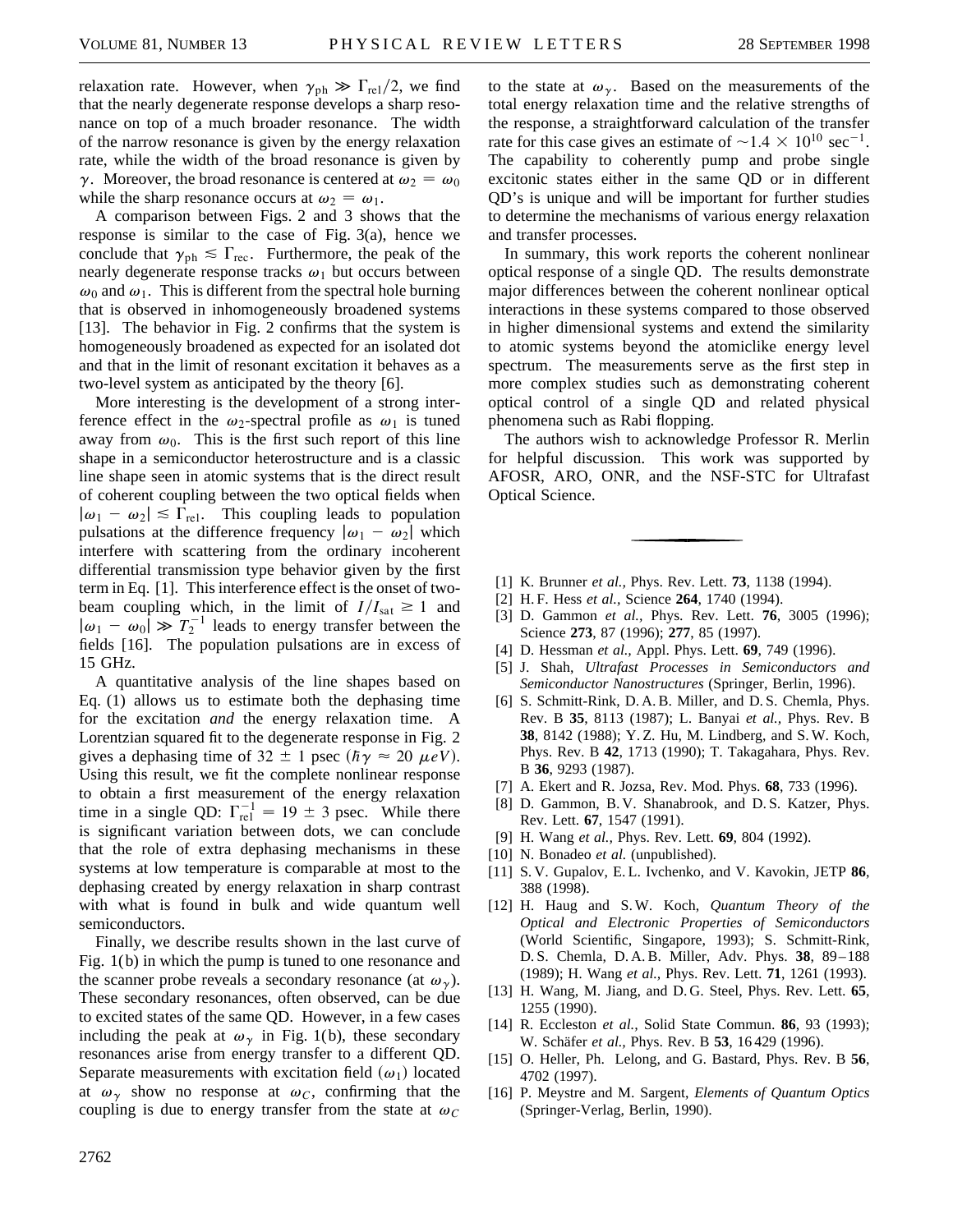relaxation rate. However, when $\gamma_{\text{ph}} \gg \Gamma_{\text{rel}}/2$, we find that the nearly degenerate response develops a sharp resonance on top of a much broader resonance. The width of the narrow resonance is given by the energy relaxation rate, while the width of the broad resonance is given by $\gamma$. Moreover, the broad resonance is centered at $\omega_2 = \omega_0$ while the sharp resonance occurs at $\omega_2 = \omega_1$.

A comparison between Figs. 2 and 3 shows that the response is similar to the case of Fig. 3(a), hence we conclude that $\gamma_{\text{ph}} \lesssim \Gamma_{\text{rec}}$. Furthermore, the peak of the nearly degenerate response tracks $\omega_1$ but occurs between $\omega_0$ and $\omega_1$. This is different from the spectral hole burning that is observed in inhomogeneously broadened systems [13]. The behavior in Fig. 2 confirms that the system is homogeneously broadened as expected for an isolated dot and that in the limit of resonant excitation it behaves as a two-level system as anticipated by the theory [6].

More interesting is the development of a strong interference effect in the $\omega_2$-spectral profile as $\omega_1$ is tuned away from $\omega_0$. This is the first such report of this line shape in a semiconductor heterostructure and is a classic line shape seen in atomic systems that is the direct result of coherent coupling between the two optical fields when $|\omega_1 - \omega_2| \lesssim \Gamma_{\text{rel}}$. This coupling leads to population pulsations at the difference frequency $|\omega_1 - \omega_2|$ which interfere with scattering from the ordinary incoherent differential transmission type behavior given by the first term in Eq. [1]. This interference effect is the onset of two-beam coupling which, in the limit of $I/I_{\text{sat}} \gtrsim 1$ and $|\omega_1 - \omega_0| \gg T_2^{-1}$ leads to energy transfer between the fields [16]. The population pulsations are in excess of 15 GHz.

A quantitative analysis of the line shapes based on Eq. (1) allows us to estimate both the dephasing time for the excitation *and* the energy relaxation time. A Lorentzian squared fit to the degenerate response in Fig. 2 gives a dephasing time of 32 $\pm$ 1 psec ($\hbar\gamma \approx 20\ \mu eV$). Using this result, we fit the complete nonlinear response to obtain a first measurement of the energy relaxation time in a single QD: $\Gamma_{\text{rel}}^{-1} = 19 \pm 3$ psec. While there is significant variation between dots, we can conclude that the role of extra dephasing mechanisms in these systems at low temperature is comparable at most to the dephasing created by energy relaxation in sharp contrast with what is found in bulk and wide quantum well semiconductors.

Finally, we describe results shown in the last curve of Fig. 1(b) in which the pump is tuned to one resonance and the scanner probe reveals a secondary resonance (at $\omega_\gamma$). These secondary resonances, often observed, can be due to excited states of the same QD. However, in a few cases including the peak at $\omega_\gamma$ in Fig. 1(b), these secondary resonances arise from energy transfer to a different QD. Separate measurements with excitation field ($\omega_1$) located at $\omega_\gamma$ show no response at $\omega_C$, confirming that the coupling is due to energy transfer from the state at $\omega_C$ to the state at $\omega_\gamma$. Based on the measurements of the total energy relaxation time and the relative strengths of the response, a straightforward calculation of the transfer rate for this case gives an estimate of $\sim 1.4 \times 10^{10}\ \text{sec}^{-1}$. The capability to coherently pump and probe single excitonic states either in the same QD or in different QD's is unique and will be important for further studies to determine the mechanisms of various energy relaxation and transfer processes.

In summary, this work reports the coherent nonlinear optical response of a single QD. The results demonstrate major differences between the coherent nonlinear optical interactions in these systems compared to those observed in higher dimensional systems and extend the similarity to atomic systems beyond the atomiclike energy level spectrum. The measurements serve as the first step in more complex studies such as demonstrating coherent optical control of a single QD and related physical phenomena such as Rabi flopping.

The authors wish to acknowledge Professor R. Merlin for helpful discussion. This work was supported by AFOSR, ARO, ONR, and the NSF-STC for Ultrafast Optical Science.

---

[1] K. Brunner *et al.,* Phys. Rev. Lett. **73**, 1138 (1994).

[2] H. F. Hess *et al.,* Science **264**, 1740 (1994).

[3] D. Gammon *et al.,* Phys. Rev. Lett. **76**, 3005 (1996); Science **273**, 87 (1996); **277**, 85 (1997).

[4] D. Hessman *et al.,* Appl. Phys. Lett. **69**, 749 (1996).

[5] J. Shah, *Ultrafast Processes in Semiconductors and Semiconductor Nanostructures* (Springer, Berlin, 1996).

[6] S. Schmitt-Rink, D. A. B. Miller, and D. S. Chemla, Phys. Rev. B **35**, 8113 (1987); L. Banyai *et al.,* Phys. Rev. B **38**, 8142 (1988); Y. Z. Hu, M. Lindberg, and S. W. Koch, Phys. Rev. B **42**, 1713 (1990); T. Takagahara, Phys. Rev. B **36**, 9293 (1987).

[7] A. Ekert and R. Jozsa, Rev. Mod. Phys. **68**, 733 (1996).

[8] D. Gammon, B. V. Shanabrook, and D. S. Katzer, Phys. Rev. Lett. **67**, 1547 (1991).

[9] H. Wang *et al.,* Phys. Rev. Lett. **69**, 804 (1992).

[10] N. Bonadeo *et al.* (unpublished).

[11] S. V. Gupalov, E. L. Ivchenko, and V. Kavokin, JETP **86**, 388 (1998).

[12] H. Haug and S. W. Koch, *Quantum Theory of the Optical and Electronic Properties of Semiconductors* (World Scientific, Singapore, 1993); S. Schmitt-Rink, D. S. Chemla, D. A. B. Miller, Adv. Phys. **38**, 89–188 (1989); H. Wang *et al.,* Phys. Rev. Lett. **71**, 1261 (1993).

[13] H. Wang, M. Jiang, and D. G. Steel, Phys. Rev. Lett. **65**, 1255 (1990).

[14] R. Eccleston *et al.,* Solid State Commun. **86**, 93 (1993); W. Schäfer *et al.,* Phys. Rev. B **53**, 16 429 (1996).

[15] O. Heller, Ph. Lelong, and G. Bastard, Phys. Rev. B **56**, 4702 (1997).

[16] P. Meystre and M. Sargent, *Elements of Quantum Optics* (Springer-Verlag, Berlin, 1990).